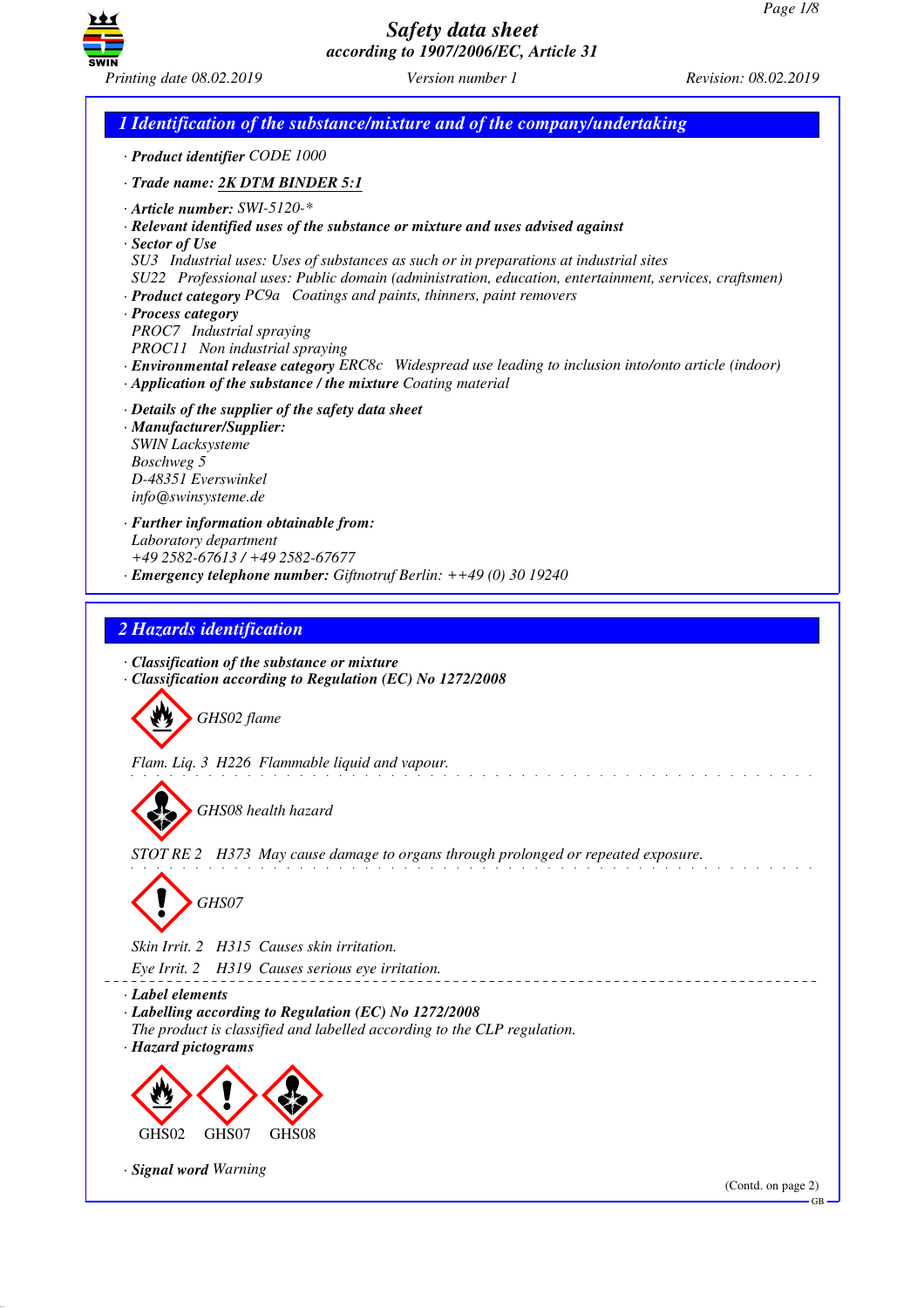# Safety data sheet
*according to 1907/2006/EC, Article 31*

Printing date 08.02.2019 | Version number 1 | Revision: 08.02.2019

## 1 Identification of the substance/mixture and of the company/undertaking

· **Product identifier** CODE 1000

· **Trade name: 2K DTM BINDER 5:1**

· **Article number:** SWI-5120-*
· **Relevant identified uses of the substance or mixture and uses advised against**
· **Sector of Use**
SU3 Industrial uses: Uses of substances as such or in preparations at industrial sites
SU22 Professional uses: Public domain (administration, education, entertainment, services, craftsmen)
· **Product category** PC9a Coatings and paints, thinners, paint removers
· **Process category**
PROC7 Industrial spraying
PROC11 Non industrial spraying
· **Environmental release category** ERC8c Widespread use leading to inclusion into/onto article (indoor)
· **Application of the substance / the mixture** Coating material

· **Details of the supplier of the safety data sheet**
· **Manufacturer/Supplier:**
SWIN Lacksysteme
Boschweg 5
D-48351 Everswinkel
info@swinsysteme.de

· **Further information obtainable from:**
Laboratory department
+49 2582-67613 / +49 2582-67677
· **Emergency telephone number:** Giftnotruf Berlin: ++49 (0) 30 19240

## 2 Hazards identification

· **Classification of the substance or mixture**
· **Classification according to Regulation (EC) No 1272/2008**

GHS02 flame

Flam. Liq. 3 H226 Flammable liquid and vapour.

GHS08 health hazard

STOT RE 2 H373 May cause damage to organs through prolonged or repeated exposure.

GHS07

Skin Irrit. 2 H315 Causes skin irritation.

Eye Irrit. 2 H319 Causes serious eye irritation.

· **Label elements**
· **Labelling according to Regulation (EC) No 1272/2008**
The product is classified and labelled according to the CLP regulation.
· **Hazard pictograms**

GHS02 GHS07 GHS08

· **Signal word** Warning

(Contd. on page 2)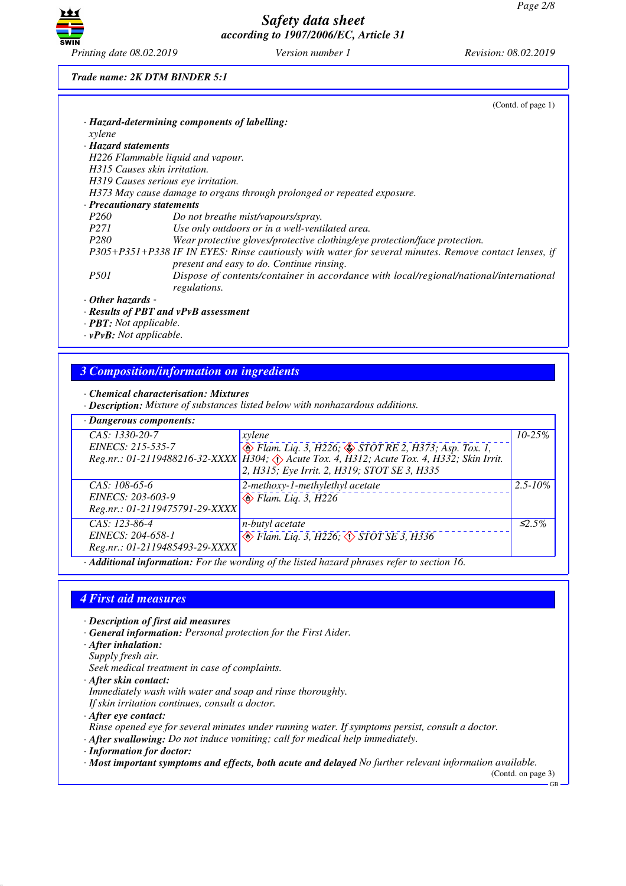Trade name: 2K DTM BINDER 5:1

(Contd. of page 1)

· **Hazard-determining components of labelling:**
xylene

· **Hazard statements**
H226 Flammable liquid and vapour.
H315 Causes skin irritation.
H319 Causes serious eye irritation.
H373 May cause damage to organs through prolonged or repeated exposure.

· **Precautionary statements**

| | |
|---|---|
| P260 | Do not breathe mist/vapours/spray. |
| P271 | Use only outdoors or in a well-ventilated area. |
| P280 | Wear protective gloves/protective clothing/eye protection/face protection. |
| P305+P351+P338 | IF IN EYES: Rinse cautiously with water for several minutes. Remove contact lenses, if present and easy to do. Continue rinsing. |
| P501 | Dispose of contents/container in accordance with local/regional/national/international regulations. |

· **Other hazards** -
· **Results of PBT and vPvB assessment**
· **PBT:** Not applicable.
· **vPvB:** Not applicable.

## 3 Composition/information on ingredients

· **Chemical characterisation: Mixtures**
· **Description:** Mixture of substances listed below with nonhazardous additions.

· **Dangerous components:**

| | | |
|---|---|---|
| CAS: 1330-20-7<br>EINECS: 215-535-7<br>Reg.nr.: 01-2119488216-32-XXXX | xylene<br>Flam. Liq. 3, H226; STOT RE 2, H373; Asp. Tox. 1, H304; Acute Tox. 4, H312; Acute Tox. 4, H332; Skin Irrit. 2, H315; Eye Irrit. 2, H319; STOT SE 3, H335 | 10-25% |
| CAS: 108-65-6<br>EINECS: 203-603-9<br>Reg.nr.: 01-2119475791-29-XXXX | 2-methoxy-1-methylethyl acetate<br>Flam. Liq. 3, H226 | 2.5-10% |
| CAS: 123-86-4<br>EINECS: 204-658-1<br>Reg.nr.: 01-2119485493-29-XXXX | n-butyl acetate<br>Flam. Liq. 3, H226; STOT SE 3, H336 | ≤2.5% |

· **Additional information:** For the wording of the listed hazard phrases refer to section 16.

## 4 First aid measures

· **Description of first aid measures**
· **General information:** Personal protection for the First Aider.
· **After inhalation:**
Supply fresh air.
Seek medical treatment in case of complaints.
· **After skin contact:**
Immediately wash with water and soap and rinse thoroughly.
If skin irritation continues, consult a doctor.
· **After eye contact:**
Rinse opened eye for several minutes under running water. If symptoms persist, consult a doctor.
· **After swallowing:** Do not induce vomiting; call for medical help immediately.
· **Information for doctor:**
· **Most important symptoms and effects, both acute and delayed** No further relevant information available.

(Contd. on page 3)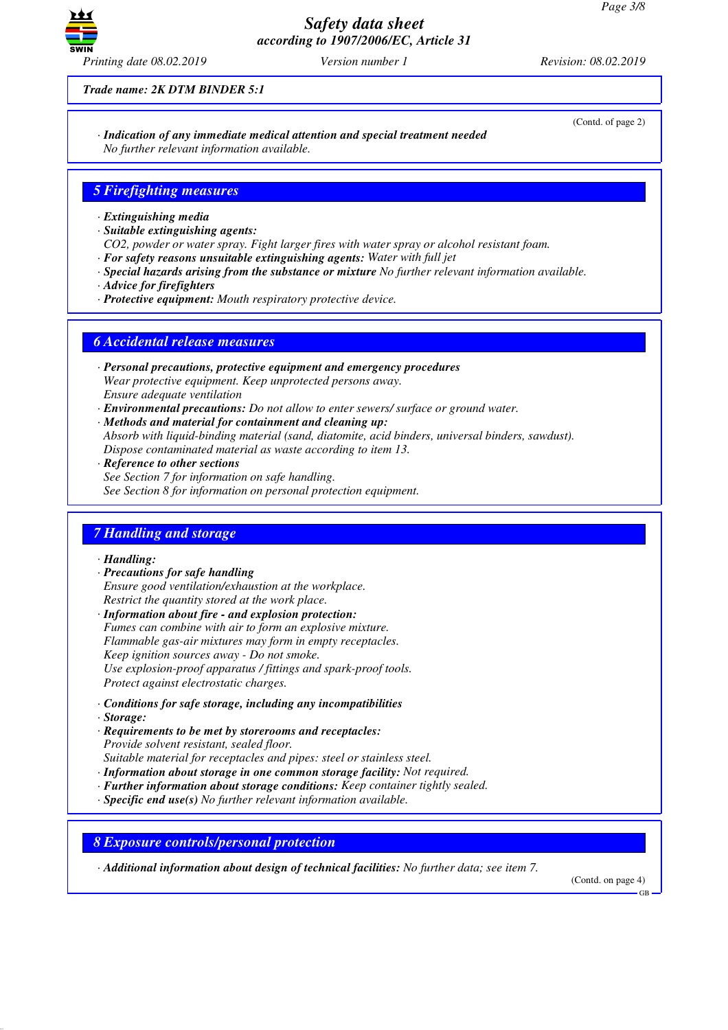Trade name: 2K DTM BINDER 5:1

(Contd. of page 2)

· *Indication of any immediate medical attention and special treatment needed*
No further relevant information available.

## 5 Firefighting measures

· **Extinguishing media**
· **Suitable extinguishing agents:**
$CO_2$, powder or water spray. Fight larger fires with water spray or alcohol resistant foam.
· **For safety reasons unsuitable extinguishing agents:** Water with full jet
· **Special hazards arising from the substance or mixture** No further relevant information available.
· **Advice for firefighters**
· **Protective equipment:** Mouth respiratory protective device.

## 6 Accidental release measures

· **Personal precautions, protective equipment and emergency procedures**
Wear protective equipment. Keep unprotected persons away.
Ensure adequate ventilation
· **Environmental precautions:** Do not allow to enter sewers/ surface or ground water.
· **Methods and material for containment and cleaning up:**
Absorb with liquid-binding material (sand, diatomite, acid binders, universal binders, sawdust).
Dispose contaminated material as waste according to item 13.
· **Reference to other sections**
See Section 7 for information on safe handling.
See Section 8 for information on personal protection equipment.

## 7 Handling and storage

· **Handling:**
· **Precautions for safe handling**
Ensure good ventilation/exhaustion at the workplace.
Restrict the quantity stored at the work place.
· **Information about fire - and explosion protection:**
Fumes can combine with air to form an explosive mixture.
Flammable gas-air mixtures may form in empty receptacles.
Keep ignition sources away - Do not smoke.
Use explosion-proof apparatus / fittings and spark-proof tools.
Protect against electrostatic charges.

· **Conditions for safe storage, including any incompatibilities**
· **Storage:**
· **Requirements to be met by storerooms and receptacles:**
Provide solvent resistant, sealed floor.
Suitable material for receptacles and pipes: steel or stainless steel.
· **Information about storage in one common storage facility:** Not required.
· **Further information about storage conditions:** Keep container tightly sealed.
· **Specific end use(s)** No further relevant information available.

## 8 Exposure controls/personal protection

· **Additional information about design of technical facilities:** No further data; see item 7.

(Contd. on page 4)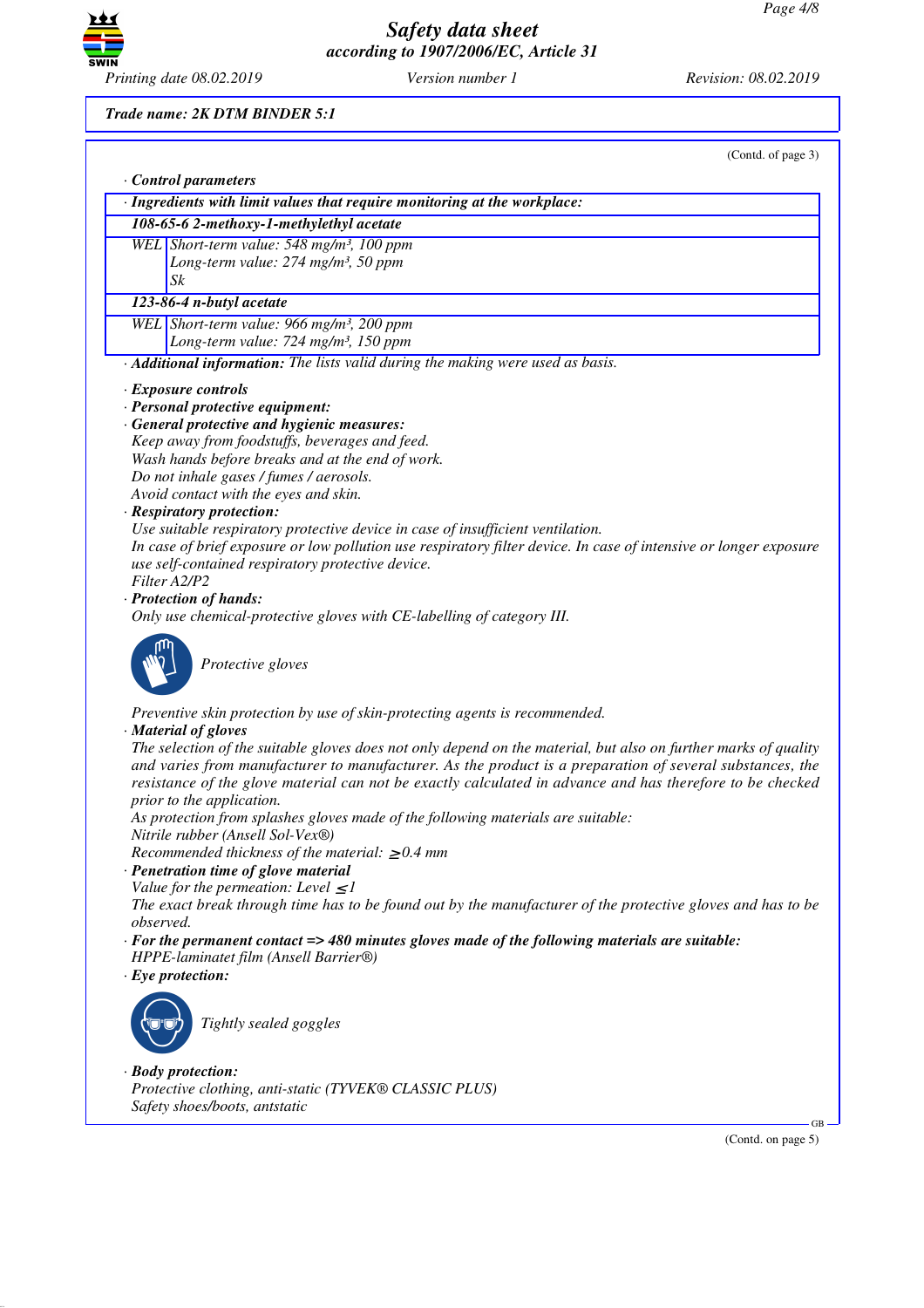**Trade name: 2K DTM BINDER 5:1**

(Contd. of page 3)

· **Control parameters**

| · Ingredients with limit values that require monitoring at the workplace: | |
|---|---|
| **108-65-6 2-methoxy-1-methylethyl acetate** | |
| WEL | Short-term value: 548 mg/m³, 100 ppm<br>Long-term value: 274 mg/m³, 50 ppm<br>Sk |
| **123-86-4 n-butyl acetate** | |
| WEL | Short-term value: 966 mg/m³, 200 ppm<br>Long-term value: 724 mg/m³, 150 ppm |

· **Additional information:** The lists valid during the making were used as basis.

· **Exposure controls**

· **Personal protective equipment:**

· **General protective and hygienic measures:**

Keep away from foodstuffs, beverages and feed.
Wash hands before breaks and at the end of work.
Do not inhale gases / fumes / aerosols.
Avoid contact with the eyes and skin.

· **Respiratory protection:**

Use suitable respiratory protective device in case of insufficient ventilation.
In case of brief exposure or low pollution use respiratory filter device. In case of intensive or longer exposure use self-contained respiratory protective device.
Filter A2/P2

· **Protection of hands:**

Only use chemical-protective gloves with CE-labelling of category III.

Protective gloves

Preventive skin protection by use of skin-protecting agents is recommended.

· **Material of gloves**

The selection of the suitable gloves does not only depend on the material, but also on further marks of quality and varies from manufacturer to manufacturer. As the product is a preparation of several substances, the resistance of the glove material can not be exactly calculated in advance and has therefore to be checked prior to the application.
As protection from splashes gloves made of the following materials are suitable:
Nitrile rubber (Ansell Sol-Vex®)
Recommended thickness of the material: ≥ 0.4 mm

· **Penetration time of glove material**

Value for the permeation: Level ≤ 1
The exact break through time has to be found out by the manufacturer of the protective gloves and has to be observed.

· **For the permanent contact => 480 minutes gloves made of the following materials are suitable:**

HPPE-laminatet film (Ansell Barrier®)

· **Eye protection:**

Tightly sealed goggles

· **Body protection:**

Protective clothing, anti-static (TYVEK® CLASSIC PLUS)
Safety shoes/boots, antstatic

(Contd. on page 5)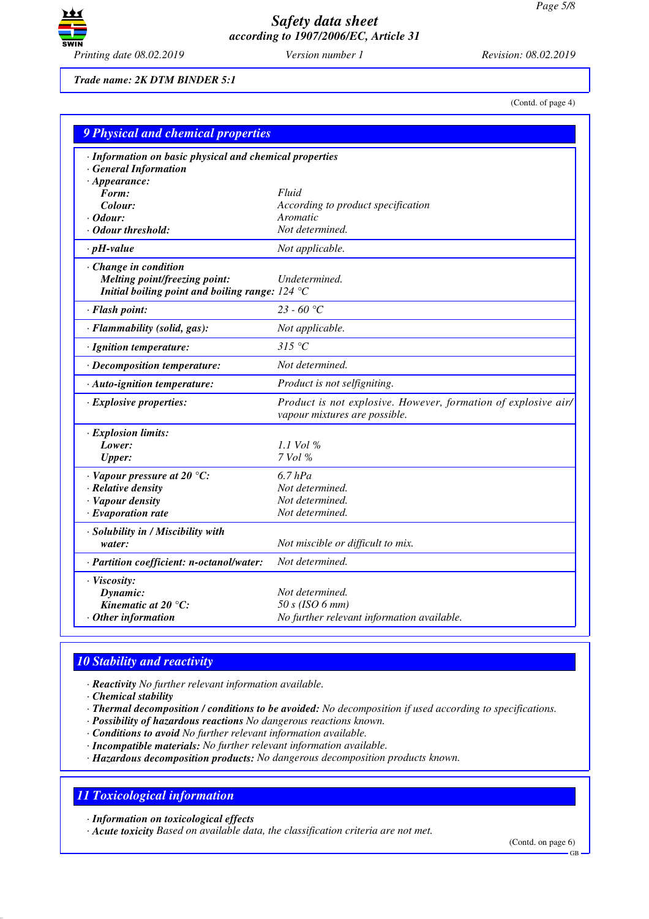**Trade name: 2K DTM BINDER 5:1**

(Contd. of page 4)

## 9 Physical and chemical properties

| | |
|---|---|
| · **Information on basic physical and chemical properties** | |
| · **General Information** | |
| · **Appearance:** | |
| **Form:** | Fluid |
| **Colour:** | According to product specification |
| · **Odour:** | Aromatic |
| · **Odour threshold:** | Not determined. |
| · **pH-value** | Not applicable. |
| · **Change in condition** | |
| **Melting point/freezing point:** | Undetermined. |
| **Initial boiling point and boiling range:** | 124 °C |
| · **Flash point:** | 23 - 60 °C |
| · **Flammability (solid, gas):** | Not applicable. |
| · **Ignition temperature:** | 315 °C |
| · **Decomposition temperature:** | Not determined. |
| · **Auto-ignition temperature:** | Product is not selfigniting. |
| · **Explosive properties:** | Product is not explosive. However, formation of explosive air/vapour mixtures are possible. |
| · **Explosion limits:** | |
| **Lower:** | 1.1 Vol % |
| **Upper:** | 7 Vol % |
| · **Vapour pressure at 20 °C:** | 6.7 hPa |
| · **Relative density** | Not determined. |
| · **Vapour density** | Not determined. |
| · **Evaporation rate** | Not determined. |
| · **Solubility in / Miscibility with** | |
| **water:** | Not miscible or difficult to mix. |
| · **Partition coefficient: n-octanol/water:** | Not determined. |
| · **Viscosity:** | |
| **Dynamic:** | Not determined. |
| **Kinematic at 20 °C:** | 50 s (ISO 6 mm) |
| · **Other information** | No further relevant information available. |

## 10 Stability and reactivity

- · **Reactivity** No further relevant information available.
- · **Chemical stability**
- · **Thermal decomposition / conditions to be avoided:** No decomposition if used according to specifications.
- · **Possibility of hazardous reactions** No dangerous reactions known.
- · **Conditions to avoid** No further relevant information available.
- · **Incompatible materials:** No further relevant information available.
- · **Hazardous decomposition products:** No dangerous decomposition products known.

## 11 Toxicological information

- · **Information on toxicological effects**
- · **Acute toxicity** Based on available data, the classification criteria are not met.

(Contd. on page 6)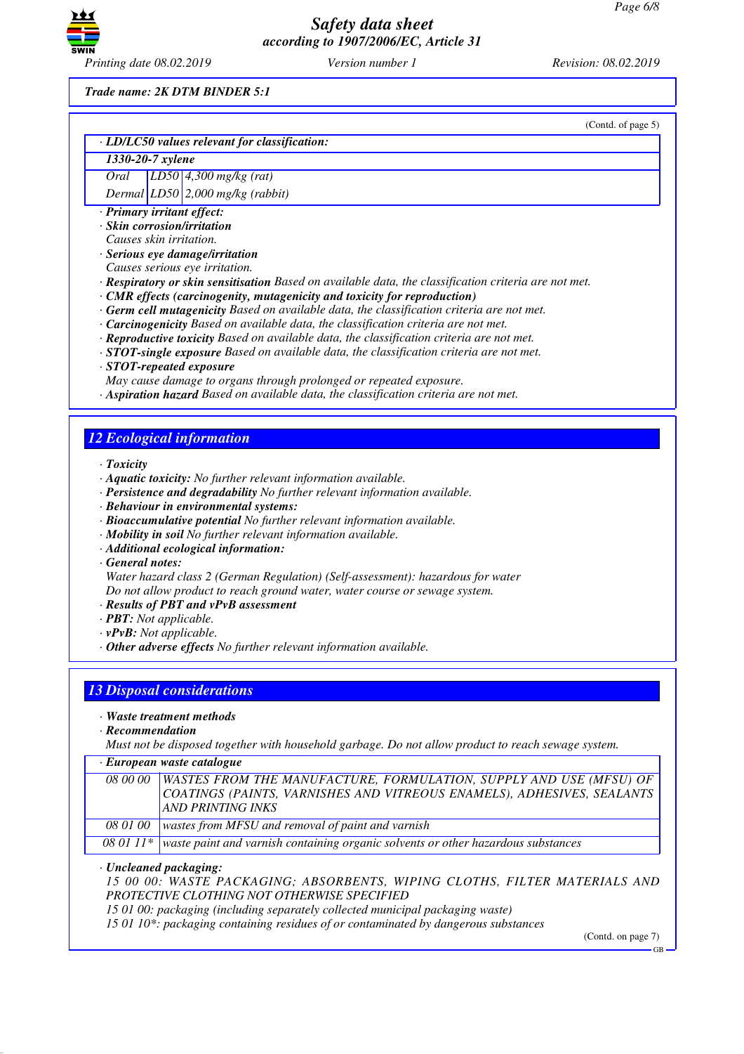Trade name: 2K DTM BINDER 5:1

(Contd. of page 5)

· **LD/LC50 values relevant for classification:**

| 1330-20-7 xylene | | |
|---|---|---|
| Oral | LD50 | 4,300 mg/kg (rat) |
| Dermal | LD50 | 2,000 mg/kg (rabbit) |

· **Primary irritant effect:**
· **Skin corrosion/irritation**
Causes skin irritation.
· **Serious eye damage/irritation**
Causes serious eye irritation.
· **Respiratory or skin sensitisation** Based on available data, the classification criteria are not met.
· **CMR effects (carcinogenity, mutagenicity and toxicity for reproduction)**
· **Germ cell mutagenicity** Based on available data, the classification criteria are not met.
· **Carcinogenicity** Based on available data, the classification criteria are not met.
· **Reproductive toxicity** Based on available data, the classification criteria are not met.
· **STOT-single exposure** Based on available data, the classification criteria are not met.
· **STOT-repeated exposure**
May cause damage to organs through prolonged or repeated exposure.
· **Aspiration hazard** Based on available data, the classification criteria are not met.

## 12 Ecological information

· **Toxicity**
· **Aquatic toxicity:** No further relevant information available.
· **Persistence and degradability** No further relevant information available.
· **Behaviour in environmental systems:**
· **Bioaccumulative potential** No further relevant information available.
· **Mobility in soil** No further relevant information available.
· **Additional ecological information:**
· **General notes:**
Water hazard class 2 (German Regulation) (Self-assessment): hazardous for water
Do not allow product to reach ground water, water course or sewage system.
· **Results of PBT and vPvB assessment**
· **PBT:** Not applicable.
· **vPvB:** Not applicable.
· **Other adverse effects** No further relevant information available.

## 13 Disposal considerations

· **Waste treatment methods**
· **Recommendation**
Must not be disposed together with household garbage. Do not allow product to reach sewage system.

· **European waste catalogue**

| | |
|---|---|
| 08 00 00 | WASTES FROM THE MANUFACTURE, FORMULATION, SUPPLY AND USE (MFSU) OF COATINGS (PAINTS, VARNISHES AND VITREOUS ENAMELS), ADHESIVES, SEALANTS AND PRINTING INKS |
| 08 01 00 | wastes from MFSU and removal of paint and varnish |
| 08 01 11* | waste paint and varnish containing organic solvents or other hazardous substances |

· **Uncleaned packaging:**
15 00 00: WASTE PACKAGING; ABSORBENTS, WIPING CLOTHS, FILTER MATERIALS AND PROTECTIVE CLOTHING NOT OTHERWISE SPECIFIED
15 01 00: packaging (including separately collected municipal packaging waste)
15 01 10*: packaging containing residues of or contaminated by dangerous substances

(Contd. on page 7)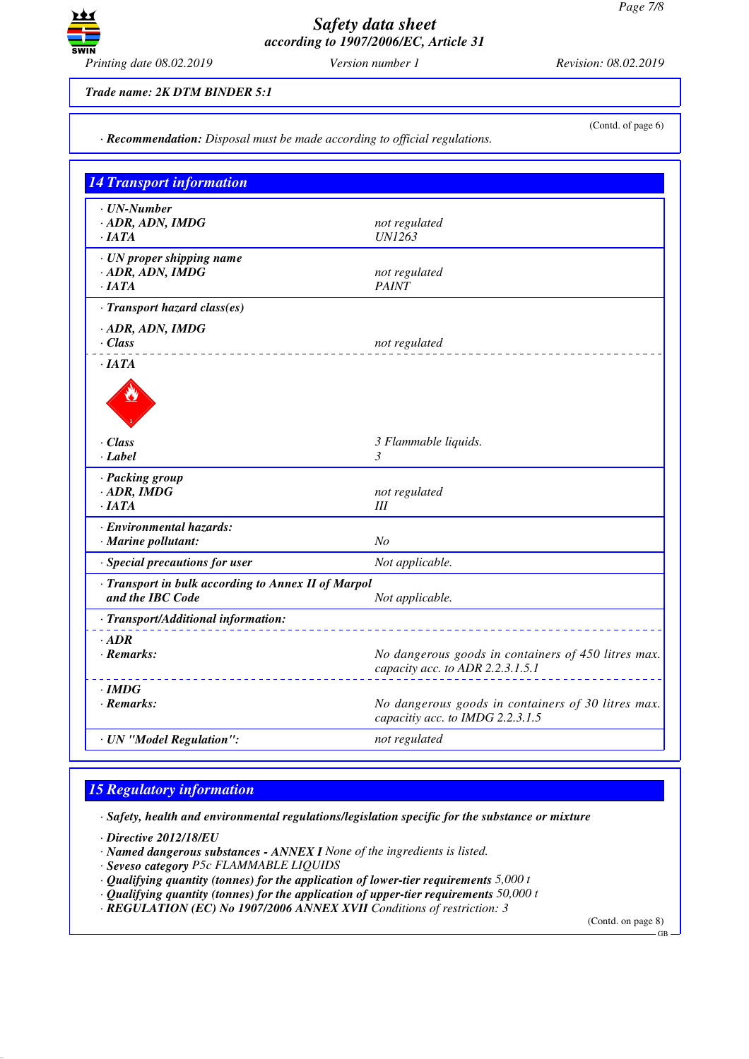Trade name: 2K DTM BINDER 5:1

(Contd. of page 6)

· **Recommendation:** *Disposal must be made according to official regulations.*

## 14 Transport information

| | |
|---|---|
| **· UN-Number** | |
| **· ADR, ADN, IMDG** | not regulated |
| **· IATA** | UN1263 |
| **· UN proper shipping name** | |
| **· ADR, ADN, IMDG** | not regulated |
| **· IATA** | PAINT |
| **· Transport hazard class(es)** | |
| **· ADR, ADN, IMDG** | |
| **· Class** | not regulated |
| **· IATA** | |
| **· Class** | 3 Flammable liquids. |
| **· Label** | 3 |
| **· Packing group** | |
| **· ADR, IMDG** | not regulated |
| **· IATA** | III |
| **· Environmental hazards:** | |
| **· Marine pollutant:** | No |
| **· Special precautions for user** | Not applicable. |
| **· Transport in bulk according to Annex II of Marpol and the IBC Code** | Not applicable. |
| **· Transport/Additional information:** | |
| **· ADR** | |
| **· Remarks:** | No dangerous goods in containers of 450 litres max. capacity acc. to ADR 2.2.3.1.5.1 |
| **· IMDG** | |
| **· Remarks:** | No dangerous goods in containers of 30 litres max. capacitiy acc. to IMDG 2.2.3.1.5 |
| **· UN "Model Regulation":** | not regulated |

## 15 Regulatory information

· **Safety, health and environmental regulations/legislation specific for the substance or mixture**

· **Directive 2012/18/EU**
· **Named dangerous substances - ANNEX I** None of the ingredients is listed.
· **Seveso category** P5c FLAMMABLE LIQUIDS
· **Qualifying quantity (tonnes) for the application of lower-tier requirements** 5,000 t
· **Qualifying quantity (tonnes) for the application of upper-tier requirements** 50,000 t
· **REGULATION (EC) No 1907/2006 ANNEX XVII** Conditions of restriction: 3

(Contd. on page 8)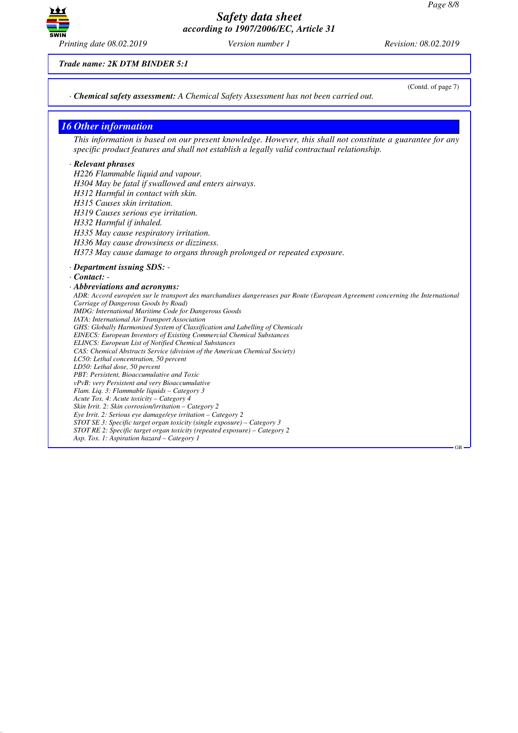**Trade name: 2K DTM BINDER 5:1**

(Contd. of page 7)

· **Chemical safety assessment:** A Chemical Safety Assessment has not been carried out.

## 16 Other information

*This information is based on our present knowledge. However, this shall not constitute a guarantee for any specific product features and shall not establish a legally valid contractual relationship.*

· **Relevant phrases**

H226 Flammable liquid and vapour.
H304 May be fatal if swallowed and enters airways.
H312 Harmful in contact with skin.
H315 Causes skin irritation.
H319 Causes serious eye irritation.
H332 Harmful if inhaled.
H335 May cause respiratory irritation.
H336 May cause drowsiness or dizziness.
H373 May cause damage to organs through prolonged or repeated exposure.

· **Department issuing SDS:** -

· **Contact:** -

· **Abbreviations and acronyms:**

ADR: Accord européen sur le transport des marchandises dangereuses par Route (European Agreement concerning the International Carriage of Dangerous Goods by Road)
IMDG: International Maritime Code for Dangerous Goods
IATA: International Air Transport Association
GHS: Globally Harmonised System of Classification and Labelling of Chemicals
EINECS: European Inventory of Existing Commercial Chemical Substances
ELINCS: European List of Notified Chemical Substances
CAS: Chemical Abstracts Service (division of the American Chemical Society)
LC50: Lethal concentration, 50 percent
LD50: Lethal dose, 50 percent
PBT: Persistent, Bioaccumulative and Toxic
vPvB: very Persistent and very Bioaccumulative
Flam. Liq. 3: Flammable liquids – Category 3
Acute Tox. 4: Acute toxicity – Category 4
Skin Irrit. 2: Skin corrosion/irritation – Category 2
Eye Irrit. 2: Serious eye damage/eye irritation – Category 2
STOT SE 3: Specific target organ toxicity (single exposure) – Category 3
STOT RE 2: Specific target organ toxicity (repeated exposure) – Category 2
Asp. Tox. 1: Aspiration hazard – Category 1